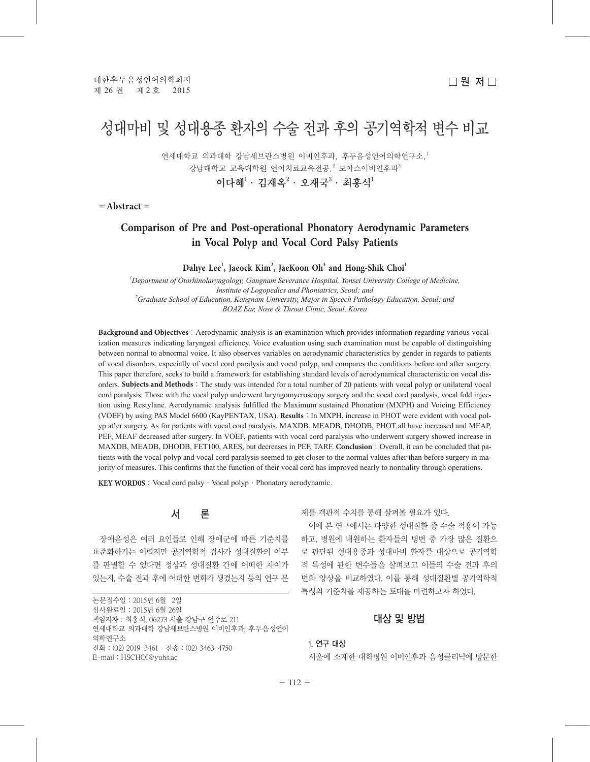□ 원 저 □

# 성대마비 및 성대용종 환자의 수술 전과 후의 공기역학적 변수 비교

연세대학교 의과대학 강남세브란스병원 이비인후과, 후두음성언어의학연구소,[1]
강남대학교 교육대학원 언어치료교육전공,[2] 보아스이비인후과[3]

**이다혜[1] · 김재옥[2] · 오재국[3] · 최홍식[1]**

= Abstract =

## Comparison of Pre and Post-operational Phonatory Aerodynamic Parameters in Vocal Polyp and Vocal Cord Palsy Patients

**Dahye Lee[1], Jaeock Kim[2], JaeKoon Oh[3] and Hong-Shik Choi[1]**

*[1]Department of Otorhinolaryngology, Gangnam Severance Hospital, Yonsei University College of Medicine, Institute of Logopedics and Phoniatrics, Seoul; and*
*[2]Graduate School of Education, Kangnam University, Major in Speech Pathology Education, Seoul; and*
*BOAZ Ear, Nose & Throat Clinic, Seoul, Korea*

**Background and Objectives** : Aerodynamic analysis is an examination which provides information regarding various vocalization measures indicating laryngeal efficiency. Voice evaluation using such examination must be capable of distinguishing between normal to abnormal voice. It also observes variables on aerodynamic characteristics by gender in regards to patients of vocal disorders, especially of vocal cord paralysis and vocal polyp, and compares the conditions before and after surgery. This paper therefore, seeks to build a framework for establishing standard levels of aerodynamical characteristic on vocal disorders. **Subjects and Methods** : The study was intended for a total number of 20 patients with vocal polyp or unilateral vocal cord paralysis. Those with the vocal polyp underwent laryngomycroscopy surgery and the vocal cord paralysis, vocal fold injection using Restylane. Aerodynamic analysis fulfilled the Maximum sustained Phonation (MXPH) and Voicing Efficiency (VOEF) by using PAS Model 6600 (KayPENTAX, USA). **Results** : In MXPH, increase in PHOT were evident with vocal polyp after surgery. As for patients with vocal cord paralysis, MAXDB, MEADB, DHODB, PHOT all have increased and MEAP, PEF, MEAF decreased after surgery. In VOEF, patients with vocal cord paralysis who underwent surgery showed increase in MAXDB, MEADB, DHODB, FET100, ARES, but decreases in PEF, TARF. **Conclusion** : Overall, it can be concluded that patients with the vocal polyp and vocal cord paralysis seemed to get closer to the normal values after than before surgery in majority of measures. This confirms that the function of their vocal cord has improved nearly to normality through operations.

**KEY WORD0S** : Vocal cord palsy · Vocal polyp · Phonatory aerodynamic.

## 서　론

장애음성은 여러 요인들로 인해 장애군에 따른 기준치를 표준화하기는 어렵지만 공기역학적 검사가 성대질환의 여부를 판별할 수 있다면 정상과 성대질환 간에 어떠한 차이가 있는지, 수술 전과 후에 어떠한 변화가 생겼는지 등의 연구 문제를 객관적 수치를 통해 살펴볼 필요가 있다.

이에 본 연구에서는 다양한 성대질환 중 수술 적용이 가능하고, 병원에 내원하는 환자들의 병변 중 가장 많은 질환으로 판단된 성대용종과 성대마비 환자를 대상으로 공기역학적 특성에 관한 변수들을 살펴보고 이들의 수술 전과 후의 변화 양상을 비교하였다. 이를 통해 성대질환별 공기역학적 특성의 기준치를 제공하는 토대를 마련하고자 하였다.

## 대상 및 방법

### 1. 연구 대상

서울에 소재한 대학병원 이비인후과 음성클리닉에 방문한

---

논문접수일 : 2015년 6월 2일
심사완료일 : 2015년 6월 26일
책임저자 : 최홍식, 06273 서울 강남구 언주로 211
연세대학교 의과대학 강남세브란스병원 이비인후과, 후두음성언어의학연구소
전화 : (02) 2019-3461 · 전송 : (02) 3463-4750
E-mail : HSCHOI@yuhs.ac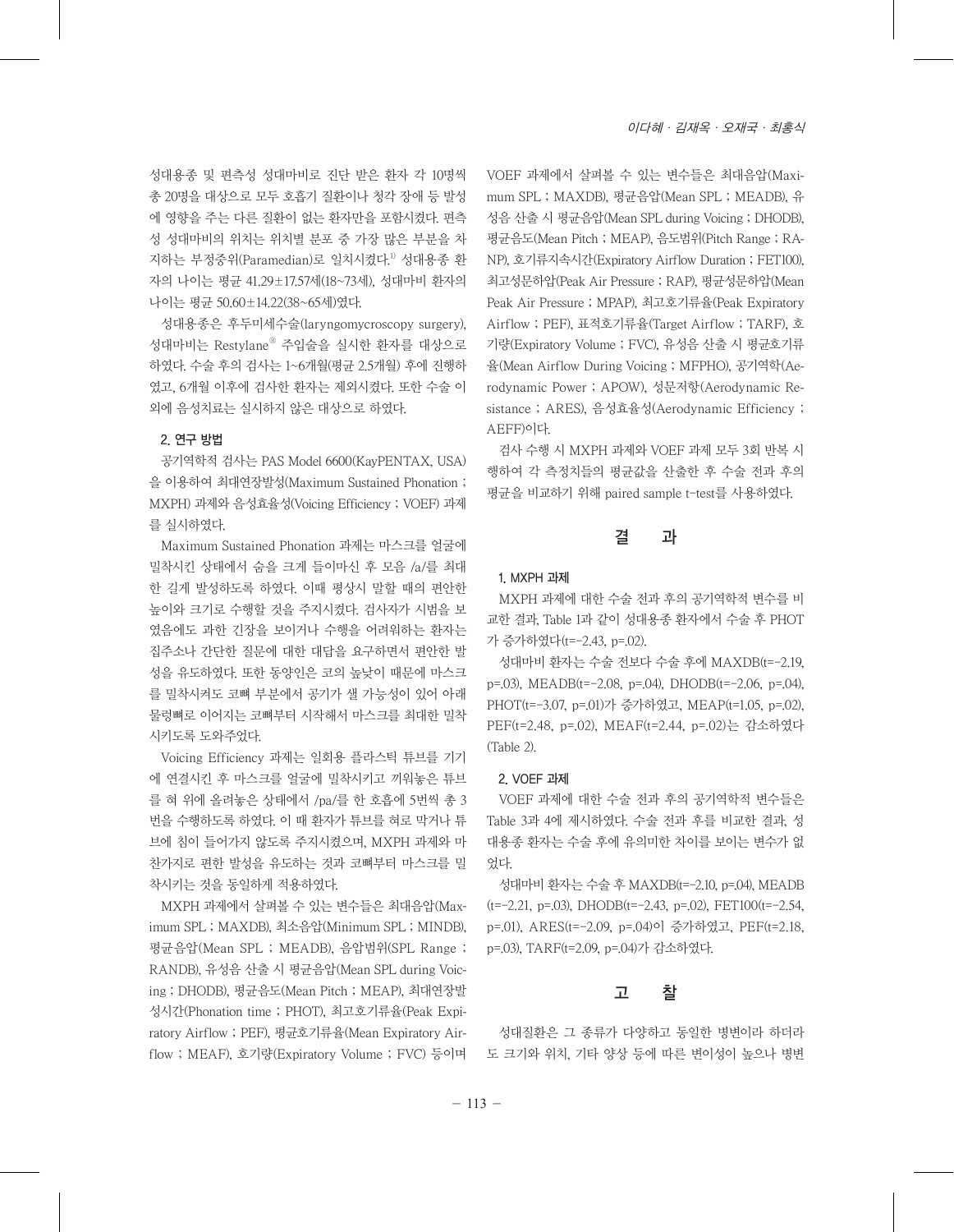성대용종 및 편측성 성대마비로 진단 받은 환자 각 10명씩 총 20명을 대상으로 모두 호흡기 질환이나 청각 장애 등 발성에 영향을 주는 다른 질환이 없는 환자만을 포함시켰다. 편측성 성대마비의 위치는 위치별 분포 중 가장 많은 부분을 차지하는 부정중위(Paramedian)로 일치시켰다.[1] 성대용종 환자의 나이는 평균 41.29±17.57세(18~73세), 성대마비 환자의 나이는 평균 50.60±14.22(38~65세)였다.

성대용종은 후두미세수술(laryngomycroscopy surgery), 성대마비는 Restylane® 주입술을 실시한 환자를 대상으로 하였다. 수술 후의 검사는 1~6개월(평균 2.5개월) 후에 진행하였고, 6개월 이후에 검사한 환자는 제외시켰다. 또한 수술 이외에 음성치료는 실시하지 않은 대상으로 하였다.

### 2. 연구 방법

공기역학적 검사는 PAS Model 6600(KayPENTAX, USA)을 이용하여 최대연장발성(Maximum Sustained Phonation ; MXPH) 과제와 음성효율성(Voicing Efficiency ; VOEF) 과제를 실시하였다.

Maximum Sustained Phonation 과제는 마스크를 얼굴에 밀착시킨 상태에서 숨을 크게 들이마신 후 모음 /a/를 최대한 길게 발성하도록 하였다. 이때 평상시 말할 때의 편안한 높이와 크기로 수행할 것을 주지시켰다. 검사자가 시범을 보였음에도 과한 긴장을 보이거나 수행을 어려워하는 환자는 집주소나 간단한 질문에 대한 대답을 요구하면서 편안한 발성을 유도하였다. 또한 동양인은 코의 높낮이 때문에 마스크를 밀착시켜도 코뼈 부분에서 공기가 샐 가능성이 있어 아래 물렁뼈로 이어지는 코뼈부터 시작해서 마스크를 최대한 밀착시키도록 도와주었다.

Voicing Efficiency 과제는 일회용 플라스틱 튜브를 기기에 연결시킨 후 마스크를 얼굴에 밀착시키고 끼워놓은 튜브를 혀 위에 올려놓은 상태에서 /pa/를 한 호흡에 5번씩 총 3번을 수행하도록 하였다. 이 때 환자가 튜브를 혀로 막거나 튜브에 침이 들어가지 않도록 주지시켰으며, MXPH 과제와 마찬가지로 편한 발성을 유도하는 것과 코뼈부터 마스크를 밀착시키는 것을 동일하게 적용하였다.

MXPH 과제에서 살펴볼 수 있는 변수들은 최대음압(Maximum SPL ; MAXDB), 최소음압(Minimum SPL ; MINDB), 평균음압(Mean SPL ; MEADB), 음압범위(SPL Range ; RANDB), 유성음 산출 시 평균음압(Mean SPL during Voicing ; DHODB), 평균음도(Mean Pitch ; MEAP), 최대연장발성시간(Phonation time ; PHOT), 최고호기류율(Peak Expiratory Airflow ; PEF), 평균호기류율(Mean Expiratory Airflow ; MEAF), 호기량(Expiratory Volume ; FVC) 등이며 VOEF 과제에서 살펴볼 수 있는 변수들은 최대음압(Maximum SPL ; MAXDB), 평균음압(Mean SPL ; MEADB), 유성음 산출 시 평균음압(Mean SPL during Voicing ; DHODB), 평균음도(Mean Pitch ; MEAP), 음도범위(Pitch Range ; RANP), 호기류지속시간(Expiratory Airflow Duration ; FET100), 최고성문하압(Peak Air Pressure ; RAP), 평균성문하압(Mean Peak Air Pressure ; MPAP), 최고호기류율(Peak Expiratory Airflow ; PEF), 표적호기류율(Target Airflow ; TARF), 호기량(Expiratory Volume ; FVC), 유성음 산출 시 평균호기류율(Mean Airflow During Voicing ; MFPHO), 공기역학(Aerodynamic Power ; APOW), 성문저항(Aerodynamic Resistance ; ARES), 음성효율성(Aerodynamic Efficiency ; AEFF)이다.

검사 수행 시 MXPH 과제와 VOEF 과제 모두 3회 반복 시행하여 각 측정치들의 평균값을 산출한 후 수술 전과 후의 평균을 비교하기 위해 paired sample t-test를 사용하였다.

## 결 과

### 1. MXPH 과제

MXPH 과제에 대한 수술 전과 후의 공기역학적 변수를 비교한 결과, Table 1과 같이 성대용종 환자에서 수술 후 PHOT가 증가하였다($t=-2.43$, $p=.02$).

성대마비 환자는 수술 전보다 수술 후에 MAXDB($t=-2.19$, $p=.03$), MEADB($t=-2.08$, $p=.04$), DHODB($t=-2.06$, $p=.04$), PHOT($t=-3.07$, $p=.01$)가 증가하였고, MEAP($t=1.05$, $p=.02$), PEF($t=2.48$, $p=.02$), MEAF($t=2.44$, $p=.02$)는 감소하였다(Table 2).

### 2. VOEF 과제

VOEF 과제에 대한 수술 전과 후의 공기역학적 변수들은 Table 3과 4에 제시하였다. 수술 전과 후를 비교한 결과, 성대용종 환자는 수술 후에 유의미한 차이를 보이는 변수가 없었다.

성대마비 환자는 수술 후 MAXDB($t=-2.10$, $p=.04$), MEADB($t=-2.21$, $p=.03$), DHODB($t=-2.43$, $p=.02$), FET100($t=-2.54$, $p=.01$), ARES($t=-2.09$, $p=.04$)이 증가하였고, PEF($t=2.18$, $p=.03$), TARF($t=2.09$, $p=.04$)가 감소하였다.

## 고 찰

성대질환은 그 종류가 다양하고 동일한 병변이라 하더라도 크기와 위치, 기타 양상 등에 따른 변이성이 높으나 병변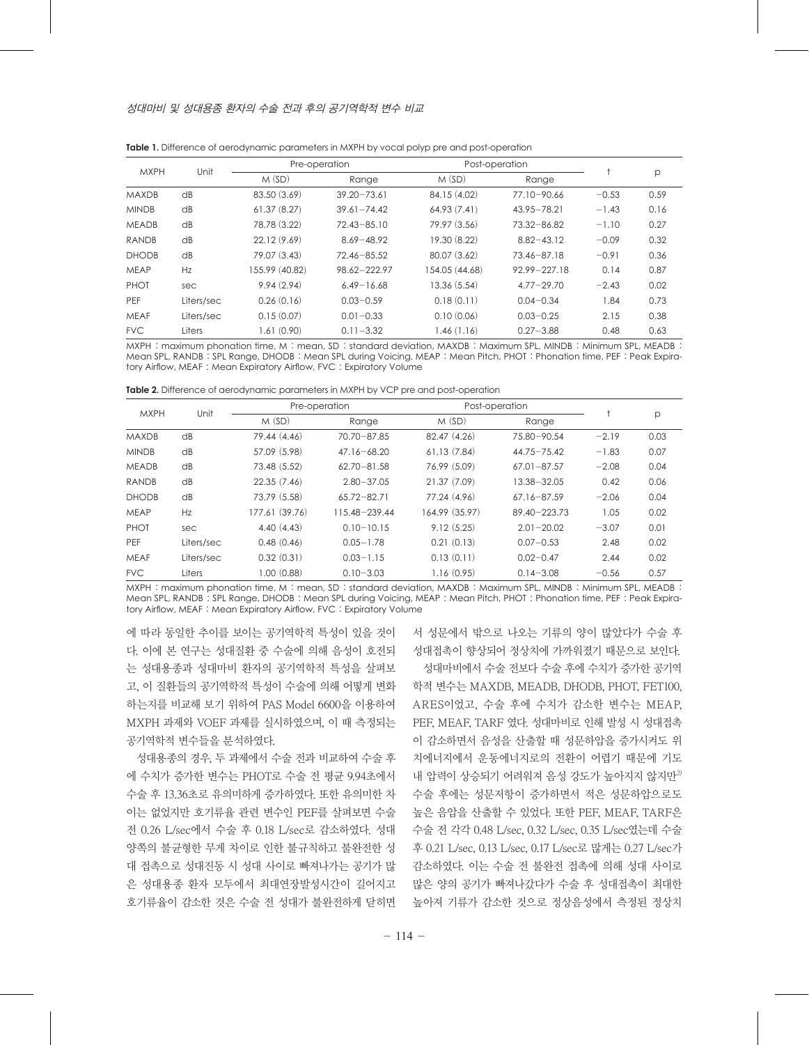**Table 1.** Difference of aerodynamic parameters in MXPH by vocal polyp pre and post-operation

| MXPH | Unit | Pre-operation | | Post-operation | | t | p |
|---|---|---|---|---|---|---|---|
| | | M (SD) | Range | M (SD) | Range | | |
| MAXDB | dB | 83.50 (3.69) | 39.20−73.61 | 84.15 (4.02) | 77.10−90.66 | −0.53 | 0.59 |
| MINDB | dB | 61.37 (8.27) | 39.61−74.42 | 64.93 (7.41) | 43.95−78.21 | −1.43 | 0.16 |
| MEADB | dB | 78.78 (3.22) | 72.43−85.10 | 79.97 (3.56) | 73.32−86.82 | −1.10 | 0.27 |
| RANDB | dB | 22.12 (9.69) | 8.69−48.92 | 19.30 (8.22) | 8.82−43.12 | −0.09 | 0.32 |
| DHODB | dB | 79.07 (3.43) | 72.46−85.52 | 80.07 (3.62) | 73.46−87.18 | −0.91 | 0.36 |
| MEAP | Hz | 155.99 (40.82) | 98.62−222.97 | 154.05 (44.68) | 92.99−227.18 | 0.14 | 0.87 |
| PHOT | sec | 9.94 (2.94) | 6.49−16.68 | 13.36 (5.54) | 4.77−29.70 | −2.43 | 0.02 |
| PEF | Liters/sec | 0.26 (0.16) | 0.03−0.59 | 0.18 (0.11) | 0.04−0.34 | 1.84 | 0.73 |
| MEAF | Liters/sec | 0.15 (0.07) | 0.01−0.33 | 0.10 (0.06) | 0.03−0.25 | 2.15 | 0.38 |
| FVC | Liters | 1.61 (0.90) | 0.11−3.32 | 1.46 (1.16) | 0.27−3.88 | 0.48 | 0.63 |

MXPH : maximum phonation time, M : mean, SD : standard deviation, MAXDB : Maximum SPL, MINDB : Minimum SPL, MEADB : Mean SPL, RANDB : SPL Range, DHODB : Mean SPL during Voicing, MEAP : Mean Pitch, PHOT : Phonation time, PEF : Peak Expiratory Airflow, MEAF : Mean Expiratory Airflow, FVC : Expiratory Volume

**Table 2.** Difference of aerodynamic parameters in MXPH by VCP pre and post-operation

| MXPH | Unit | Pre-operation | | Post-operation | | t | p |
|---|---|---|---|---|---|---|---|
| | | M (SD) | Range | M (SD) | Range | | |
| MAXDB | dB | 79.44 (4.46) | 70.70−87.85 | 82.47 (4.26) | 75.80−90.54 | −2.19 | 0.03 |
| MINDB | dB | 57.09 (5.98) | 47.16−68.20 | 61.13 (7.84) | 44.75−75.42 | −1.83 | 0.07 |
| MEADB | dB | 73.48 (5.52) | 62.70−81.58 | 76.99 (5.09) | 67.01−87.57 | −2.08 | 0.04 |
| RANDB | dB | 22.35 (7.46) | 2.80−37.05 | 21.37 (7.09) | 13.38−32.05 | 0.42 | 0.06 |
| DHODB | dB | 73.79 (5.58) | 65.72−82.71 | 77.24 (4.96) | 67.16−87.59 | −2.06 | 0.04 |
| MEAP | Hz | 177.61 (39.76) | 115.48−239.44 | 164.99 (35.97) | 89.40−223.73 | 1.05 | 0.02 |
| PHOT | sec | 4.40 (4.43) | 0.10−10.15 | 9.12 (5.25) | 2.01−20.02 | −3.07 | 0.01 |
| PEF | Liters/sec | 0.48 (0.46) | 0.05−1.78 | 0.21 (0.13) | 0.07−0.53 | 2.48 | 0.02 |
| MEAF | Liters/sec | 0.32 (0.31) | 0.03−1.15 | 0.13 (0.11) | 0.02−0.47 | 2.44 | 0.02 |
| FVC | Liters | 1.00 (0.88) | 0.10−3.03 | 1.16 (0.95) | 0.14−3.08 | −0.56 | 0.57 |

MXPH : maximum phonation time, M : mean, SD : standard deviation, MAXDB : Maximum SPL, MINDB : Minimum SPL, MEADB : Mean SPL, RANDB : SPL Range, DHODB : Mean SPL during Voicing, MEAP : Mean Pitch, PHOT : Phonation time, PEF : Peak Expiratory Airflow, MEAF : Mean Expiratory Airflow, FVC : Expiratory Volume

에 따라 동일한 추이를 보이는 공기역학적 특성이 있을 것이다. 이에 본 연구는 성대질환 중 수술에 의해 음성이 호전되는 성대용종과 성대마비 환자의 공기역학적 특성을 살펴보고, 이 질환들의 공기역학적 특성이 수술에 의해 어떻게 변화하는지를 비교해 보기 위하여 PAS Model 6600을 이용하여 MXPH 과제와 VOEF 과제를 실시하였으며, 이 때 측정되는 공기역학적 변수들을 분석하였다.

성대용종의 경우, 두 과제에서 수술 전과 비교하여 수술 후에 수치가 증가한 변수는 PHOT로 수술 전 평균 9.94초에서 수술 후 13.36초로 유의미하게 증가하였다. 또한 유의미한 차이는 없었지만 호기류율 관련 변수인 PEF를 살펴보면 수술 전 0.26 L/sec에서 수술 후 0.18 L/sec로 감소하였다. 성대 양쪽의 불균형한 무게 차이로 인한 불규칙하고 불완전한 성대 접촉으로 성대진동 시 성대 사이로 빠져나가는 공기가 많은 성대용종 환자 모두에서 최대연장발성시간이 길어지고 호기류율이 감소한 것은 수술 전 성대가 불완전하게 닫히면서 성문에서 밖으로 나오는 기류의 양이 많았다가 수술 후 성대접촉이 향상되어 정상치에 가까워졌기 때문으로 보인다.

성대마비에서 수술 전보다 수술 후에 수치가 증가한 공기역학적 변수는 MAXDB, MEADB, DHODB, PHOT, FET100, ARES이었고, 수술 후에 수치가 감소한 변수는 MEAP, PEF, MEAF, TARF 였다. 성대마비로 인해 발성 시 성대접촉이 감소하면서 음성을 산출할 때 성문하압을 증가시켜도 위치에너지에서 운동에너지로의 전환이 어렵기 때문에 기도 내 압력이 상승되기 어려워져 음성 강도가 높아지지 않지만[2] 수술 후에는 성문저항이 증가하면서 적은 성문하압으로도 높은 음압을 산출할 수 있었다. 또한 PEF, MEAF, TARF은 수술 전 각각 0.48 L/sec, 0.32 L/sec, 0.35 L/sec였는데 수술 후 0.21 L/sec, 0.13 L/sec, 0.17 L/sec로 많게는 0.27 L/sec가 감소하였다. 이는 수술 전 불완전 접촉에 의해 성대 사이로 많은 양의 공기가 빠져나갔다가 수술 후 성대접촉이 최대한 높아져 기류가 감소한 것으로 정상음성에서 측정된 정상치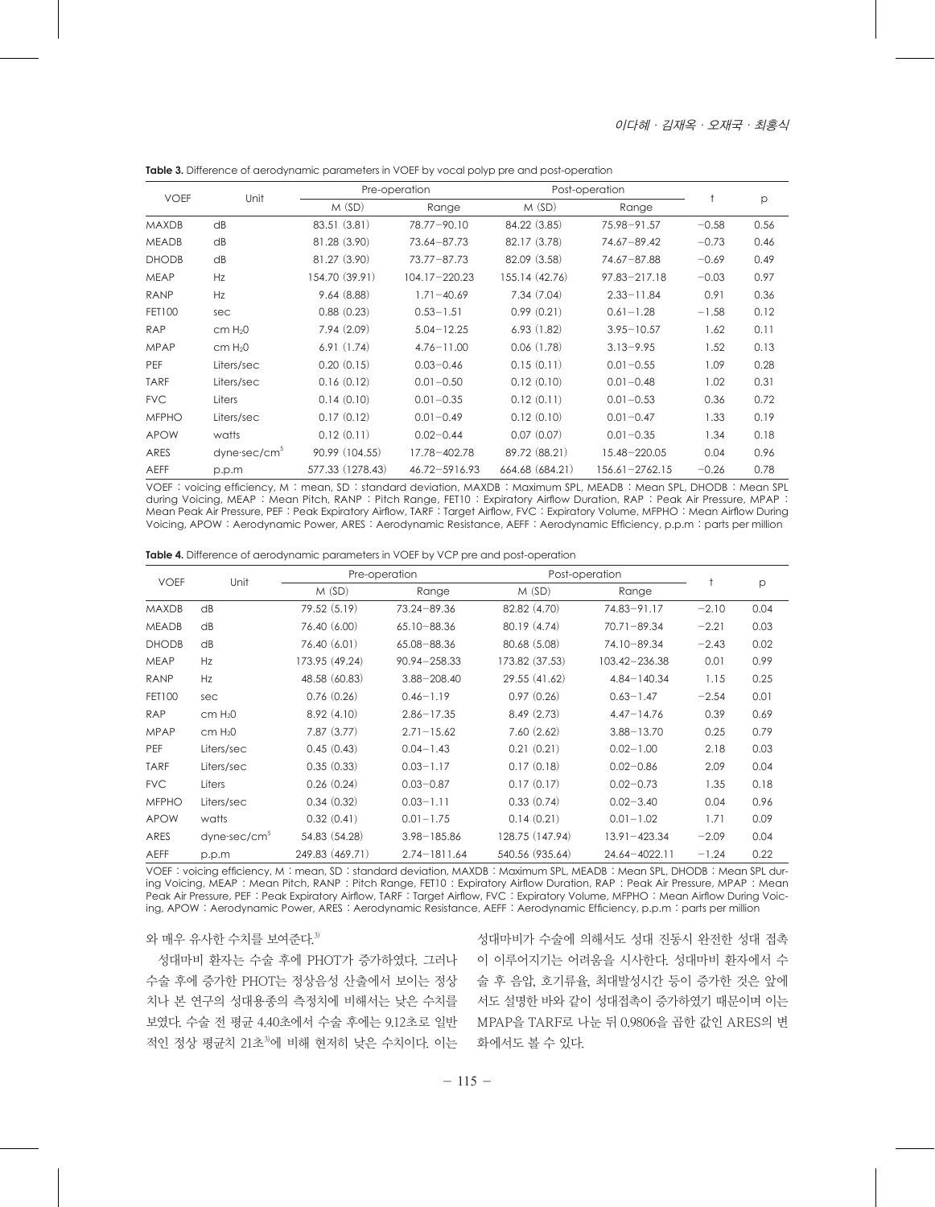**Table 3.** Difference of aerodynamic parameters in VOEF by vocal polyp pre and post-operation

| VOEF | Unit | Pre-operation | | Post-operation | | t | p |
|---|---|---|---|---|---|---|---|
| | | M (SD) | Range | M (SD) | Range | | |
| MAXDB | dB | 83.51 (3.81) | 78.77－90.10 | 84.22 (3.85) | 75.98－91.57 | −0.58 | 0.56 |
| MEADB | dB | 81.28 (3.90) | 73.64－87.73 | 82.17 (3.78) | 74.67－89.42 | −0.73 | 0.46 |
| DHODB | dB | 81.27 (3.90) | 73.77－87.73 | 82.09 (3.58) | 74.67－87.88 | −0.69 | 0.49 |
| MEAP | Hz | 154.70 (39.91) | 104.17－220.23 | 155.14 (42.76) | 97.83－217.18 | −0.03 | 0.97 |
| RANP | Hz | 9.64 (8.88) | 1.71－40.69 | 7.34 (7.04) | 2.33－11.84 | 0.91 | 0.36 |
| FET100 | sec | 0.88 (0.23) | 0.53－1.51 | 0.99 (0.21) | 0.61－1.28 | −1.58 | 0.12 |
| RAP | cm $H_2O$ | 7.94 (2.09) | 5.04－12.25 | 6.93 (1.82) | 3.95－10.57 | 1.62 | 0.11 |
| MPAP | cm $H_2O$ | 6.91 (1.74) | 4.76－11.00 | 0.06 (1.78) | 3.13－9.95 | 1.52 | 0.13 |
| PEF | Liters/sec | 0.20 (0.15) | 0.03－0.46 | 0.15 (0.11) | 0.01－0.55 | 1.09 | 0.28 |
| TARF | Liters/sec | 0.16 (0.12) | 0.01－0.50 | 0.12 (0.10) | 0.01－0.48 | 1.02 | 0.31 |
| FVC | Liters | 0.14 (0.10) | 0.01－0.35 | 0.12 (0.11) | 0.01－0.53 | 0.36 | 0.72 |
| MFPHO | Liters/sec | 0.17 (0.12) | 0.01－0.49 | 0.12 (0.10) | 0.01－0.47 | 1.33 | 0.19 |
| APOW | watts | 0.12 (0.11) | 0.02－0.44 | 0.07 (0.07) | 0.01－0.35 | 1.34 | 0.18 |
| ARES | dyne·sec/$cm^5$ | 90.99 (104.55) | 17.78－402.78 | 89.72 (88.21) | 15.48－220.05 | 0.04 | 0.96 |
| AEFF | p.p.m | 577.33 (1278.43) | 46.72－5916.93 | 664.68 (684.21) | 156.61－2762.15 | −0.26 | 0.78 |

VOEF : voicing efficiency, M : mean, SD : standard deviation, MAXDB : Maximum SPL, MEADB : Mean SPL, DHODB : Mean SPL during Voicing, MEAP : Mean Pitch, RANP : Pitch Range, FET10 : Expiratory Airflow Duration, RAP : Peak Air Pressure, MPAP : Mean Peak Air Pressure, PEF : Peak Expiratory Airflow, TARF : Target Airflow, FVC : Expiratory Volume, MFPHO : Mean Airflow During Voicing, APOW : Aerodynamic Power, ARES : Aerodynamic Resistance, AEFF : Aerodynamic Efficiency, p.p.m : parts per million

**Table 4.** Difference of aerodynamic parameters in VOEF by VCP pre and post-operation

| VOEF | Unit | Pre-operation | | Post-operation | | t | p |
|---|---|---|---|---|---|---|---|
| | | M (SD) | Range | M (SD) | Range | | |
| MAXDB | dB | 79.52 (5.19) | 73.24－89.36 | 82.82 (4.70) | 74.83－91.17 | −2.10 | 0.04 |
| MEADB | dB | 76.40 (6.00) | 65.10－88.36 | 80.19 (4.74) | 70.71－89.34 | −2.21 | 0.03 |
| DHODB | dB | 76.40 (6.01) | 65.08－88.36 | 80.68 (5.08) | 74.10－89.34 | −2.43 | 0.02 |
| MEAP | Hz | 173.95 (49.24) | 90.94－258.33 | 173.82 (37.53) | 103.42－236.38 | 0.01 | 0.99 |
| RANP | Hz | 48.58 (60.83) | 3.88－208.40 | 29.55 (41.62) | 4.84－140.34 | 1.15 | 0.25 |
| FET100 | sec | 0.76 (0.26) | 0.46－1.19 | 0.97 (0.26) | 0.63－1.47 | −2.54 | 0.01 |
| RAP | cm $H_2O$ | 8.92 (4.10) | 2.86－17.35 | 8.49 (2.73) | 4.47－14.76 | 0.39 | 0.69 |
| MPAP | cm $H_2O$ | 7.87 (3.77) | 2.71－15.62 | 7.60 (2.62) | 3.88－13.70 | 0.25 | 0.79 |
| PEF | Liters/sec | 0.45 (0.43) | 0.04－1.43 | 0.21 (0.21) | 0.02－1.00 | 2.18 | 0.03 |
| TARF | Liters/sec | 0.35 (0.33) | 0.03－1.17 | 0.17 (0.18) | 0.02－0.86 | 2.09 | 0.04 |
| FVC | Liters | 0.26 (0.24) | 0.03－0.87 | 0.17 (0.17) | 0.02－0.73 | 1.35 | 0.18 |
| MFPHO | Liters/sec | 0.34 (0.32) | 0.03－1.11 | 0.33 (0.74) | 0.02－3.40 | 0.04 | 0.96 |
| APOW | watts | 0.32 (0.41) | 0.01－1.75 | 0.14 (0.21) | 0.01－1.02 | 1.71 | 0.09 |
| ARES | dyne·sec/$cm^5$ | 54.83 (54.28) | 3.98－185.86 | 128.75 (147.94) | 13.91－423.34 | −2.09 | 0.04 |
| AEFF | p.p.m | 249.83 (469.71) | 2.74－1811.64 | 540.56 (935.64) | 24.64－4022.11 | −1.24 | 0.22 |

VOEF : voicing efficiency, M : mean, SD : standard deviation, MAXDB : Maximum SPL, MEADB : Mean SPL, DHODB : Mean SPL during Voicing, MEAP : Mean Pitch, RANP : Pitch Range, FET10 : Expiratory Airflow Duration, RAP : Peak Air Pressure, MPAP : Mean Peak Air Pressure, PEF : Peak Expiratory Airflow, TARF : Target Airflow, FVC : Expiratory Volume, MFPHO : Mean Airflow During Voicing, APOW : Aerodynamic Power, ARES : Aerodynamic Resistance, AEFF : Aerodynamic Efficiency, p.p.m : parts per million

와 매우 유사한 수치를 보여준다.[3]

성대마비 환자는 수술 후에 PHOT가 증가하였다. 그러나 수술 후에 증가한 PHOT는 정상음성 산출에서 보이는 정상치나 본 연구의 성대용종의 측정치에 비해서는 낮은 수치를 보였다. 수술 전 평균 4.40초에서 수술 후에는 9.12초로 일반적인 정상 평균치 21초[3]에 비해 현저히 낮은 수치이다. 이는 성대마비가 수술에 의해서도 성대 진동시 완전한 성대 접촉이 이루어지기는 어려움을 시사한다. 성대마비 환자에서 수술 후 음압, 호기류율, 최대발성시간 등이 증가한 것은 앞에서도 설명한 바와 같이 성대접촉이 증가하였기 때문이며 이는 MPAP을 TARF로 나눈 뒤 0.9806을 곱한 값인 ARES의 변화에서도 볼 수 있다.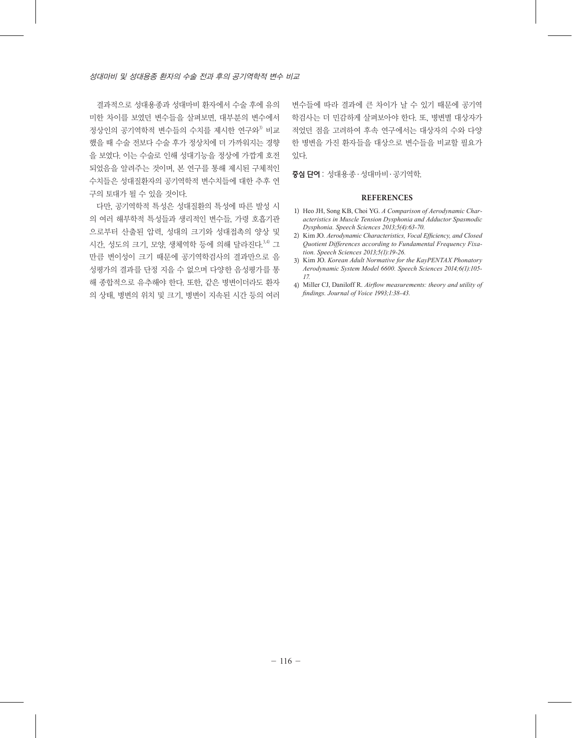결과적으로 성대용종과 성대마비 환자에서 수술 후에 유의미한 차이를 보였던 변수들을 살펴보면, 대부분의 변수에서 정상인의 공기역학적 변수들의 수치를 제시한 연구와[3] 비교했을 때 수술 전보다 수술 후가 정상치에 더 가까워지는 경향을 보였다. 이는 수술로 인해 성대기능을 정상에 가깝게 호전되었음을 알려주는 것이며, 본 연구를 통해 제시된 구체적인 수치들은 성대질환자의 공기역학적 변수치들에 대한 추후 연구의 토대가 될 수 있을 것이다.

다만, 공기역학적 특성은 성대질환의 특성에 따른 발성 시의 여러 해부학적 특성들과 생리적인 변수들, 가령 호흡기관으로부터 산출된 압력, 성대의 크기와 성대접촉의 양상 및 시간, 성도의 크기, 모양, 생체역학 등에 의해 달라진다.[3,4] 그만큼 변이성이 크기 때문에 공기역학검사의 결과만으로 음성평가의 결과를 단정 지을 수 없으며 다양한 음성평가를 통해 종합적으로 유추해야 한다. 또한, 같은 병변이더라도 환자의 상태, 병변의 위치 및 크기, 병변이 지속된 시간 등의 여러 변수들에 따라 결과에 큰 차이가 날 수 있기 때문에 공기역학검사는 더 민감하게 살펴보아야 한다. 또, 병변별 대상자가 적었던 점을 고려하여 후속 연구에서는 대상자의 수와 다양한 병변을 가진 환자들을 대상으로 변수들을 비교할 필요가 있다.

**중심 단어**: 성대용종·성대마비·공기역학.

## REFERENCES

1) Heo JH, Song KB, Choi YG. *A Comparison of Aerodynamic Characteristics in Muscle Tension Dysphonia and Adductor Spasmodic Dysphonia. Speech Sciences 2013;5(4):63-70.*
2) Kim JO. *Aerodynamic Characteristics, Vocal Efficiency, and Closed Quotient Differences according to Fundamental Frequency Fixation. Speech Sciences 2013;5(1):19-26.*
3) Kim JO. *Korean Adult Normative for the KayPENTAX Phonatory Aerodynamic System Model 6600. Speech Sciences 2014;6(1):105-17.*
4) Miller CJ, Daniloff R. *Airflow measurements: theory and utility of findings. Journal of Voice 1993;1:38-43.*